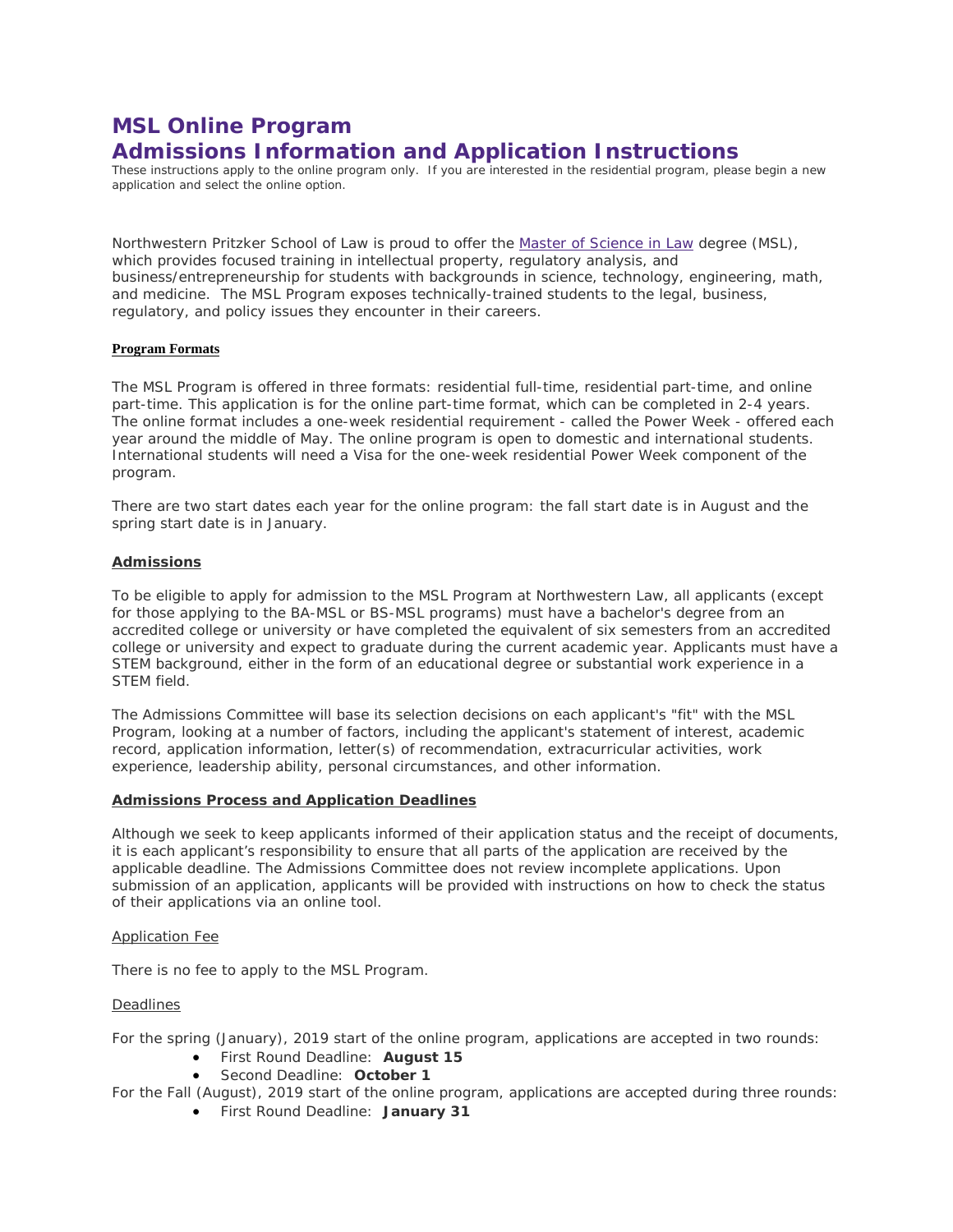# MSL Online Program
# Admissions Information and Application Instructions

These instructions apply to the online program only. If you are interested in the residential program, please begin a new application and select the online option.

Northwestern Pritzker School of Law is proud to offer the Master of Science in Law degree (MSL), which provides focused training in intellectual property, regulatory analysis, and business/entrepreneurship for students with backgrounds in science, technology, engineering, math, and medicine. The MSL Program exposes technically-trained students to the legal, business, regulatory, and policy issues they encounter in their careers.

**Program Formats**

The MSL Program is offered in three formats: residential full-time, residential part-time, and online part-time. This application is for the online part-time format, which can be completed in 2-4 years. The online format includes a one-week residential requirement - called the Power Week - offered each year around the middle of May. The online program is open to domestic and international students. International students will need a Visa for the one-week residential Power Week component of the program.

There are two start dates each year for the online program: the fall start date is in August and the spring start date is in January.

**Admissions**

To be eligible to apply for admission to the MSL Program at Northwestern Law, all applicants (except for those applying to the BA-MSL or BS-MSL programs) must have a bachelor's degree from an accredited college or university or have completed the equivalent of six semesters from an accredited college or university and expect to graduate during the current academic year. Applicants must have a STEM background, either in the form of an educational degree or substantial work experience in a STEM field.

The Admissions Committee will base its selection decisions on each applicant's "fit" with the MSL Program, looking at a number of factors, including the applicant's statement of interest, academic record, application information, letter(s) of recommendation, extracurricular activities, work experience, leadership ability, personal circumstances, and other information.

**Admissions Process and Application Deadlines**

Although we seek to keep applicants informed of their application status and the receipt of documents, it is each applicant's responsibility to ensure that all parts of the application are received by the applicable deadline. The Admissions Committee does not review incomplete applications. Upon submission of an application, applicants will be provided with instructions on how to check the status of their applications via an online tool.

Application Fee

There is no fee to apply to the MSL Program.

Deadlines

For the spring (January), 2019 start of the online program, applications are accepted in two rounds:

- First Round Deadline: **August 15**
- Second Deadline: **October 1**

For the Fall (August), 2019 start of the online program, applications are accepted during three rounds:

- First Round Deadline: **January 31**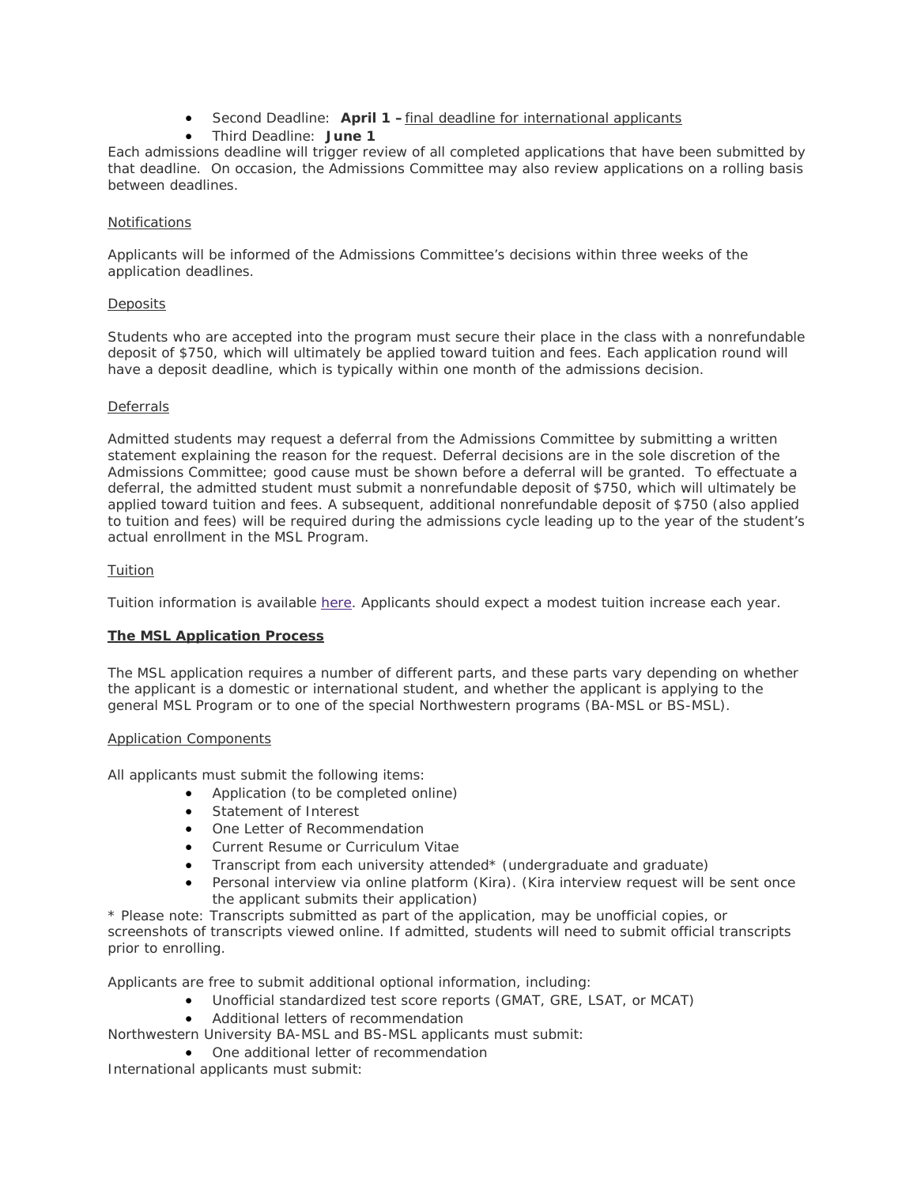- Second Deadline: **April 1 –** final deadline for international applicants
- Third Deadline: **June 1**

Each admissions deadline will trigger review of all completed applications that have been submitted by that deadline. On occasion, the Admissions Committee may also review applications on a rolling basis between deadlines.

Notifications

Applicants will be informed of the Admissions Committee's decisions within three weeks of the application deadlines.

Deposits

Students who are accepted into the program must secure their place in the class with a nonrefundable deposit of $750, which will ultimately be applied toward tuition and fees. Each application round will have a deposit deadline, which is typically within one month of the admissions decision.

Deferrals

Admitted students may request a deferral from the Admissions Committee by submitting a written statement explaining the reason for the request. Deferral decisions are in the sole discretion of the Admissions Committee; good cause must be shown before a deferral will be granted. To effectuate a deferral, the admitted student must submit a nonrefundable deposit of $750, which will ultimately be applied toward tuition and fees. A subsequent, additional nonrefundable deposit of $750 (also applied to tuition and fees) will be required during the admissions cycle leading up to the year of the student's actual enrollment in the MSL Program.

Tuition

Tuition information is available here. Applicants should expect a modest tuition increase each year.

## The MSL Application Process

The MSL application requires a number of different parts, and these parts vary depending on whether the applicant is a domestic or international student, and whether the applicant is applying to the general MSL Program or to one of the special Northwestern programs (BA-MSL or BS-MSL).

Application Components

All applicants must submit the following items:

- Application (to be completed online)
- Statement of Interest
- One Letter of Recommendation
- Current Resume or Curriculum Vitae
- Transcript from each university attended* (undergraduate and graduate)
- Personal interview via online platform (Kira). (Kira interview request will be sent once the applicant submits their application)

* Please note: Transcripts submitted as part of the application, may be unofficial copies, or screenshots of transcripts viewed online. If admitted, students will need to submit official transcripts prior to enrolling.

Applicants are free to submit additional optional information, including:

- Unofficial standardized test score reports (GMAT, GRE, LSAT, or MCAT)
- Additional letters of recommendation

Northwestern University BA-MSL and BS-MSL applicants must submit:

- One additional letter of recommendation

International applicants must submit: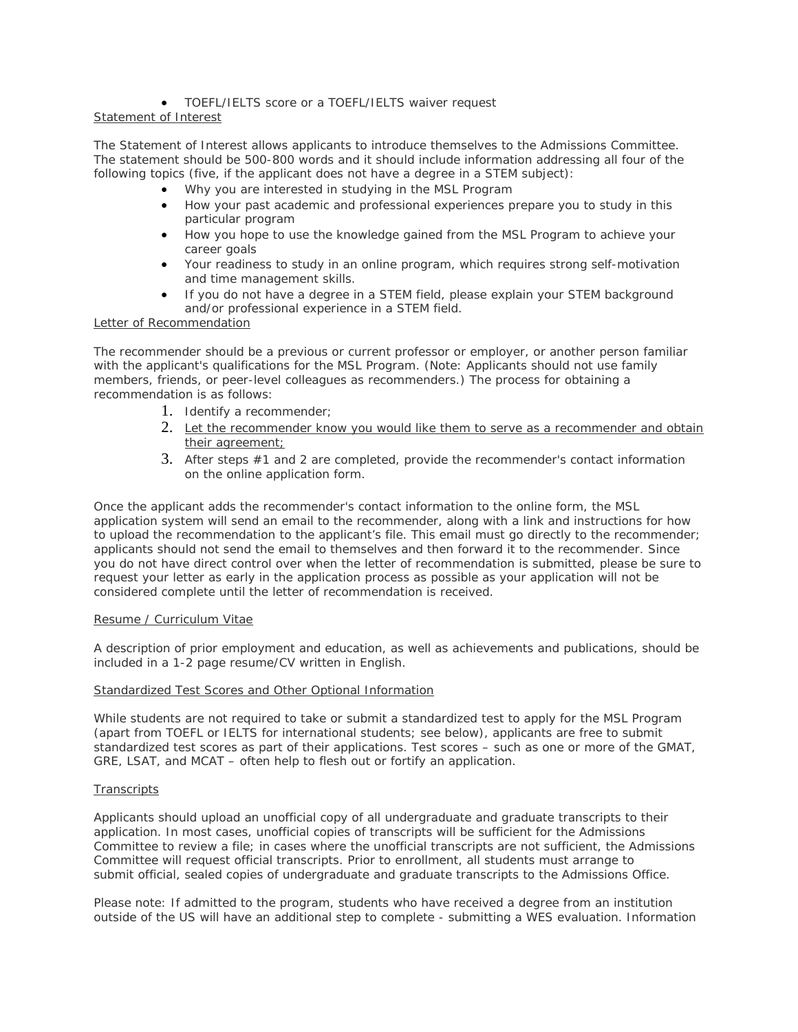- TOEFL/IELTS score or a TOEFL/IELTS waiver request

Statement of Interest

The Statement of Interest allows applicants to introduce themselves to the Admissions Committee. The statement should be 500-800 words and it should include information addressing all four of the following topics (five, if the applicant does not have a degree in a STEM subject):

- Why you are interested in studying in the MSL Program
- How your past academic and professional experiences prepare you to study in this particular program
- How you hope to use the knowledge gained from the MSL Program to achieve your career goals
- Your readiness to study in an online program, which requires strong self-motivation and time management skills.
- If you do not have a degree in a STEM field, please explain your STEM background and/or professional experience in a STEM field.

Letter of Recommendation

The recommender should be a previous or current professor or employer, or another person familiar with the applicant's qualifications for the MSL Program. (Note: Applicants should not use family members, friends, or peer-level colleagues as recommenders.) The process for obtaining a recommendation is as follows:

1. Identify a recommender;
2. Let the recommender know you would like them to serve as a recommender and obtain their agreement;
3. After steps #1 and 2 are completed, provide the recommender's contact information on the online application form.

Once the applicant adds the recommender's contact information to the online form, the MSL application system will send an email to the recommender, along with a link and instructions for how to upload the recommendation to the applicant's file. This email must go directly to the recommender; applicants should not send the email to themselves and then forward it to the recommender. Since you do not have direct control over when the letter of recommendation is submitted, please be sure to request your letter as early in the application process as possible as your application will not be considered complete until the letter of recommendation is received.

Resume / Curriculum Vitae

A description of prior employment and education, as well as achievements and publications, should be included in a 1-2 page resume/CV written in English.

Standardized Test Scores and Other Optional Information

While students are not required to take or submit a standardized test to apply for the MSL Program (apart from TOEFL or IELTS for international students; see below), applicants are free to submit standardized test scores as part of their applications. Test scores – such as one or more of the GMAT, GRE, LSAT, and MCAT – often help to flesh out or fortify an application.

Transcripts

Applicants should upload an unofficial copy of all undergraduate and graduate transcripts to their application. In most cases, unofficial copies of transcripts will be sufficient for the Admissions Committee to review a file; in cases where the unofficial transcripts are not sufficient, the Admissions Committee will request official transcripts. Prior to enrollment, all students must arrange to submit official, sealed copies of undergraduate and graduate transcripts to the Admissions Office.

Please note: If admitted to the program, students who have received a degree from an institution outside of the US will have an additional step to complete - submitting a WES evaluation. Information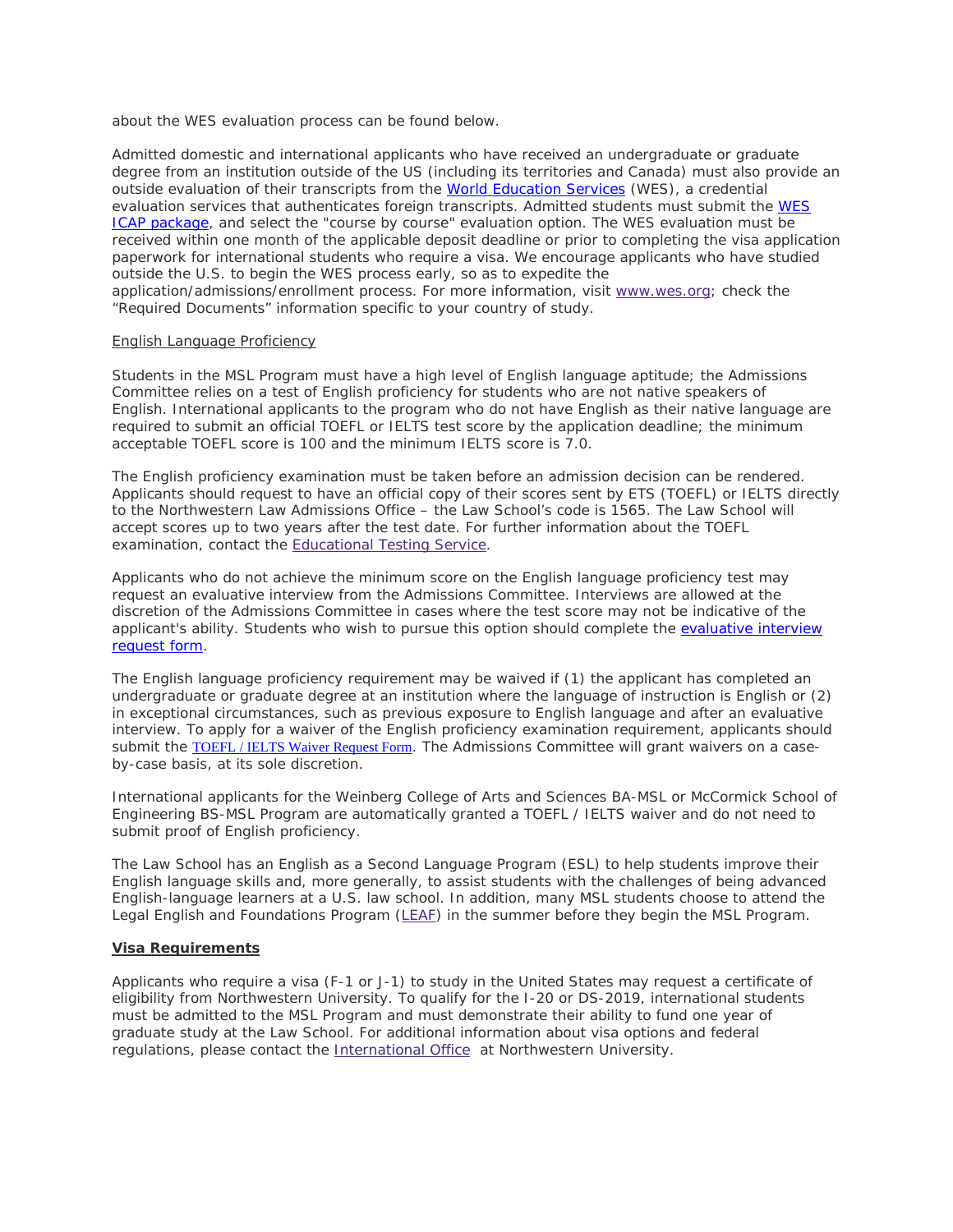about the WES evaluation process can be found below.

Admitted domestic and international applicants who have received an undergraduate or graduate degree from an institution outside of the US (including its territories and Canada) must also provide an outside evaluation of their transcripts from the World Education Services (WES), a credential evaluation services that authenticates foreign transcripts. Admitted students must submit the WES ICAP package, and select the "course by course" evaluation option. The WES evaluation must be received within one month of the applicable deposit deadline or prior to completing the visa application paperwork for international students who require a visa. We encourage applicants who have studied outside the U.S. to begin the WES process early, so as to expedite the application/admissions/enrollment process. For more information, visit www.wes.org; check the “Required Documents” information specific to your country of study.

English Language Proficiency

Students in the MSL Program must have a high level of English language aptitude; the Admissions Committee relies on a test of English proficiency for students who are not native speakers of English. International applicants to the program who do not have English as their native language are required to submit an official TOEFL or IELTS test score by the application deadline; the minimum acceptable TOEFL score is 100 and the minimum IELTS score is 7.0.

The English proficiency examination must be taken before an admission decision can be rendered. Applicants should request to have an official copy of their scores sent by ETS (TOEFL) or IELTS directly to the Northwestern Law Admissions Office – the Law School’s code is 1565. The Law School will accept scores up to two years after the test date. For further information about the TOEFL examination, contact the Educational Testing Service.

Applicants who do not achieve the minimum score on the English language proficiency test may request an evaluative interview from the Admissions Committee. Interviews are allowed at the discretion of the Admissions Committee in cases where the test score may not be indicative of the applicant's ability. Students who wish to pursue this option should complete the evaluative interview request form.

The English language proficiency requirement may be waived if (1) the applicant has completed an undergraduate or graduate degree at an institution where the language of instruction is English or (2) in exceptional circumstances, such as previous exposure to English language and after an evaluative interview. To apply for a waiver of the English proficiency examination requirement, applicants should submit the TOEFL / IELTS Waiver Request Form. The Admissions Committee will grant waivers on a case-by-case basis, at its sole discretion.

International applicants for the Weinberg College of Arts and Sciences BA-MSL or McCormick School of Engineering BS-MSL Program are automatically granted a TOEFL / IELTS waiver and do not need to submit proof of English proficiency.

The Law School has an English as a Second Language Program (ESL) to help students improve their English language skills and, more generally, to assist students with the challenges of being advanced English-language learners at a U.S. law school. In addition, many MSL students choose to attend the Legal English and Foundations Program (LEAF) in the summer before they begin the MSL Program.

**Visa Requirements**

Applicants who require a visa (F-1 or J-1) to study in the United States may request a certificate of eligibility from Northwestern University. To qualify for the I-20 or DS-2019, international students must be admitted to the MSL Program and must demonstrate their ability to fund one year of graduate study at the Law School. For additional information about visa options and federal regulations, please contact the International Office at Northwestern University.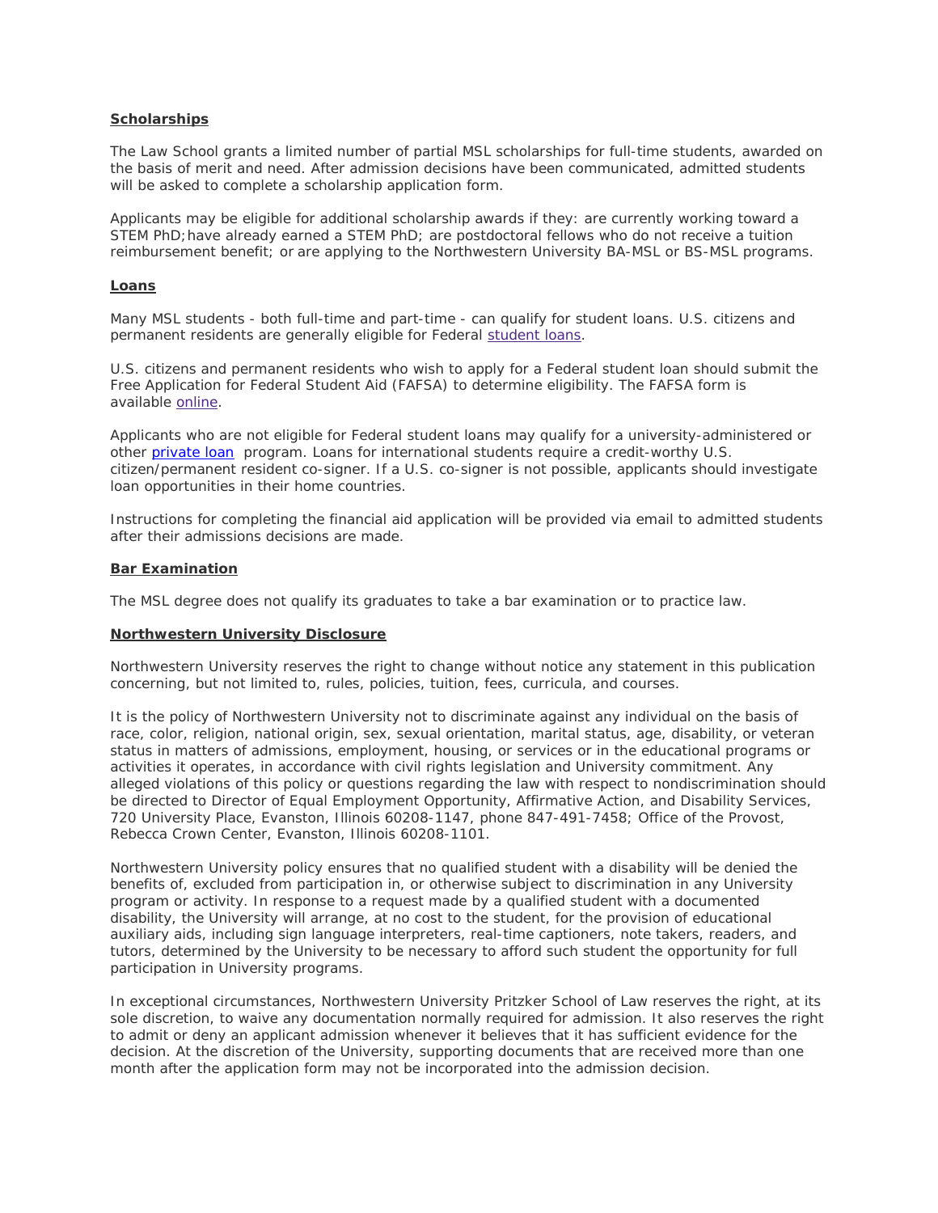**Scholarships**

The Law School grants a limited number of partial MSL scholarships for full-time students, awarded on the basis of merit and need. After admission decisions have been communicated, admitted students will be asked to complete a scholarship application form.

Applicants may be eligible for additional scholarship awards if they: are currently working toward a STEM PhD; have already earned a STEM PhD; are postdoctoral fellows who do not receive a tuition reimbursement benefit; or are applying to the Northwestern University BA-MSL or BS-MSL programs.

**Loans**

Many MSL students - both full-time and part-time - can qualify for student loans. U.S. citizens and permanent residents are generally eligible for Federal student loans.

U.S. citizens and permanent residents who wish to apply for a Federal student loan should submit the Free Application for Federal Student Aid (FAFSA) to determine eligibility. The FAFSA form is available online.

Applicants who are not eligible for Federal student loans may qualify for a university-administered or other private loan program. Loans for international students require a credit-worthy U.S. citizen/permanent resident co-signer. If a U.S. co-signer is not possible, applicants should investigate loan opportunities in their home countries.

Instructions for completing the financial aid application will be provided via email to admitted students after their admissions decisions are made.

**Bar Examination**

The MSL degree does not qualify its graduates to take a bar examination or to practice law.

**Northwestern University Disclosure**

Northwestern University reserves the right to change without notice any statement in this publication concerning, but not limited to, rules, policies, tuition, fees, curricula, and courses.

It is the policy of Northwestern University not to discriminate against any individual on the basis of race, color, religion, national origin, sex, sexual orientation, marital status, age, disability, or veteran status in matters of admissions, employment, housing, or services or in the educational programs or activities it operates, in accordance with civil rights legislation and University commitment. Any alleged violations of this policy or questions regarding the law with respect to nondiscrimination should be directed to Director of Equal Employment Opportunity, Affirmative Action, and Disability Services, 720 University Place, Evanston, Illinois 60208-1147, phone 847-491-7458; Office of the Provost, Rebecca Crown Center, Evanston, Illinois 60208-1101.

Northwestern University policy ensures that no qualified student with a disability will be denied the benefits of, excluded from participation in, or otherwise subject to discrimination in any University program or activity. In response to a request made by a qualified student with a documented disability, the University will arrange, at no cost to the student, for the provision of educational auxiliary aids, including sign language interpreters, real-time captioners, note takers, readers, and tutors, determined by the University to be necessary to afford such student the opportunity for full participation in University programs.

In exceptional circumstances, Northwestern University Pritzker School of Law reserves the right, at its sole discretion, to waive any documentation normally required for admission. It also reserves the right to admit or deny an applicant admission whenever it believes that it has sufficient evidence for the decision. At the discretion of the University, supporting documents that are received more than one month after the application form may not be incorporated into the admission decision.